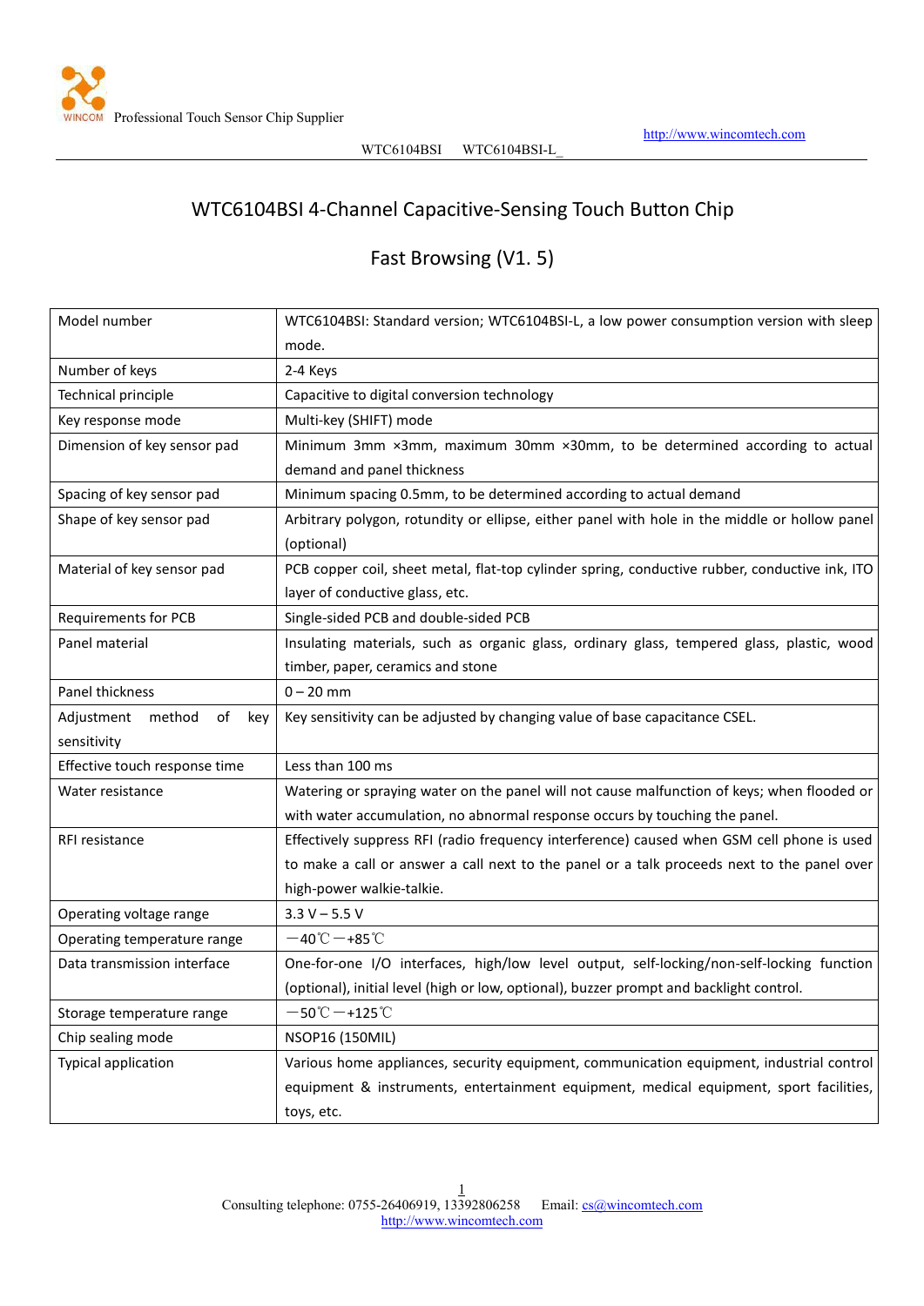# WTC6104BSI 4-Channel Capacitive-Sensing Touch Button Chip

## Fast Browsing (V1. 5)

| | |
|---|---|
| Model number | WTC6104BSI: Standard version; WTC6104BSI-L, a low power consumption version with sleep mode. |
| Number of keys | 2-4 Keys |
| Technical principle | Capacitive to digital conversion technology |
| Key response mode | Multi-key (SHIFT) mode |
| Dimension of key sensor pad | Minimum 3mm ×3mm, maximum 30mm ×30mm, to be determined according to actual demand and panel thickness |
| Spacing of key sensor pad | Minimum spacing 0.5mm, to be determined according to actual demand |
| Shape of key sensor pad | Arbitrary polygon, rotundity or ellipse, either panel with hole in the middle or hollow panel (optional) |
| Material of key sensor pad | PCB copper coil, sheet metal, flat-top cylinder spring, conductive rubber, conductive ink, ITO layer of conductive glass, etc. |
| Requirements for PCB | Single-sided PCB and double-sided PCB |
| Panel material | Insulating materials, such as organic glass, ordinary glass, tempered glass, plastic, wood timber, paper, ceramics and stone |
| Panel thickness | 0 – 20 mm |
| Adjustment method of key sensitivity | Key sensitivity can be adjusted by changing value of base capacitance CSEL. |
| Effective touch response time | Less than 100 ms |
| Water resistance | Watering or spraying water on the panel will not cause malfunction of keys; when flooded or with water accumulation, no abnormal response occurs by touching the panel. |
| RFI resistance | Effectively suppress RFI (radio frequency interference) caused when GSM cell phone is used to make a call or answer a call next to the panel or a talk proceeds next to the panel over high-power walkie-talkie. |
| Operating voltage range | 3.3 V – 5.5 V |
| Operating temperature range | －40℃ －+85℃ |
| Data transmission interface | One-for-one I/O interfaces, high/low level output, self-locking/non-self-locking function (optional), initial level (high or low, optional), buzzer prompt and backlight control. |
| Storage temperature range | －50℃ －+125℃ |
| Chip sealing mode | NSOP16 (150MIL) |
| Typical application | Various home appliances, security equipment, communication equipment, industrial control equipment & instruments, entertainment equipment, medical equipment, sport facilities, toys, etc. |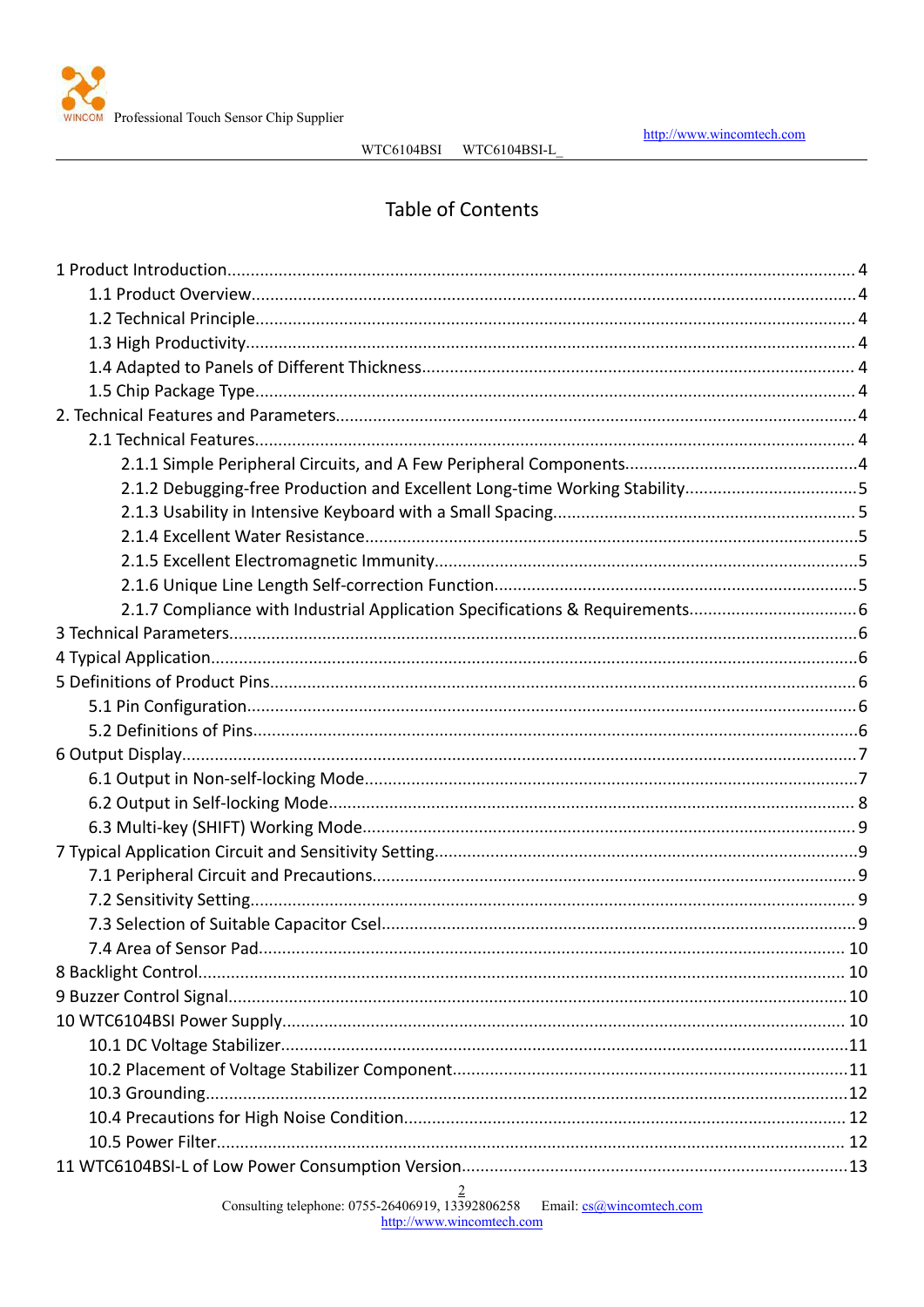# Table of Contents

1 Product Introduction .................................................. 4
- 1.1 Product Overview .................................................. 4
- 1.2 Technical Principle .................................................. 4
- 1.3 High Productivity .................................................. 4
- 1.4 Adapted to Panels of Different Thickness .................................................. 4
- 1.5 Chip Package Type .................................................. 4

2. Technical Features and Parameters .................................................. 4
- 2.1 Technical Features .................................................. 4
  - 2.1.1 Simple Peripheral Circuits, and A Few Peripheral Components .................................................. 4
  - 2.1.2 Debugging-free Production and Excellent Long-time Working Stability .................................................. 5
  - 2.1.3 Usability in Intensive Keyboard with a Small Spacing .................................................. 5
  - 2.1.4 Excellent Water Resistance .................................................. 5
  - 2.1.5 Excellent Electromagnetic Immunity .................................................. 5
  - 2.1.6 Unique Line Length Self-correction Function .................................................. 5
  - 2.1.7 Compliance with Industrial Application Specifications & Requirements .................................................. 6

3 Technical Parameters .................................................. 6

4 Typical Application .................................................. 6

5 Definitions of Product Pins .................................................. 6
- 5.1 Pin Configuration .................................................. 6
- 5.2 Definitions of Pins .................................................. 6

6 Output Display .................................................. 7
- 6.1 Output in Non-self-locking Mode .................................................. 7
- 6.2 Output in Self-locking Mode .................................................. 8
- 6.3 Multi-key (SHIFT) Working Mode .................................................. 9

7 Typical Application Circuit and Sensitivity Setting .................................................. 9
- 7.1 Peripheral Circuit and Precautions .................................................. 9
- 7.2 Sensitivity Setting .................................................. 9
- 7.3 Selection of Suitable Capacitor Csel .................................................. 9
- 7.4 Area of Sensor Pad .................................................. 10

8 Backlight Control .................................................. 10

9 Buzzer Control Signal .................................................. 10

10 WTC6104BSI Power Supply .................................................. 10
- 10.1 DC Voltage Stabilizer .................................................. 11
- 10.2 Placement of Voltage Stabilizer Component .................................................. 11
- 10.3 Grounding .................................................. 12
- 10.4 Precautions for High Noise Condition .................................................. 12
- 10.5 Power Filter .................................................. 12

11 WTC6104BSI-L of Low Power Consumption Version .................................................. 13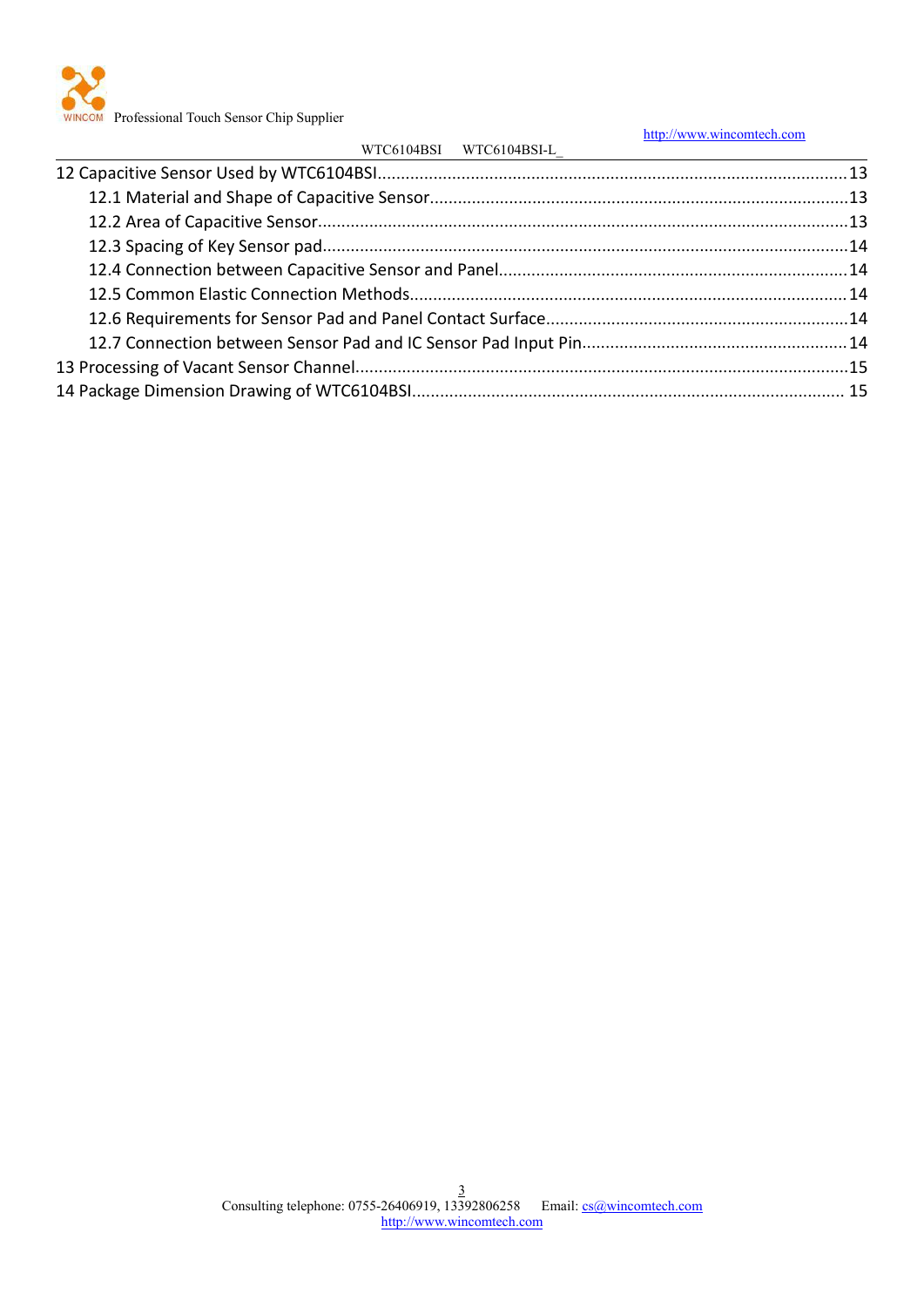12 Capacitive Sensor Used by WTC6104BSI....................................................................................................13

- 12.1 Material and Shape of Capacitive Sensor.........................................................................................13
- 12.2 Area of Capacitive Sensor.................................................................................................................13
- 12.3 Spacing of Key Sensor pad...............................................................................................................14
- 12.4 Connection between Capacitive Sensor and Panel..........................................................................14
- 12.5 Common Elastic Connection Methods.............................................................................................14
- 12.6 Requirements for Sensor Pad and Panel Contact Surface................................................................14
- 12.7 Connection between Sensor Pad and IC Sensor Pad Input Pin........................................................14

13 Processing of Vacant Sensor Channel.........................................................................................................15

14 Package Dimension Drawing of WTC6104BSI............................................................................................ 15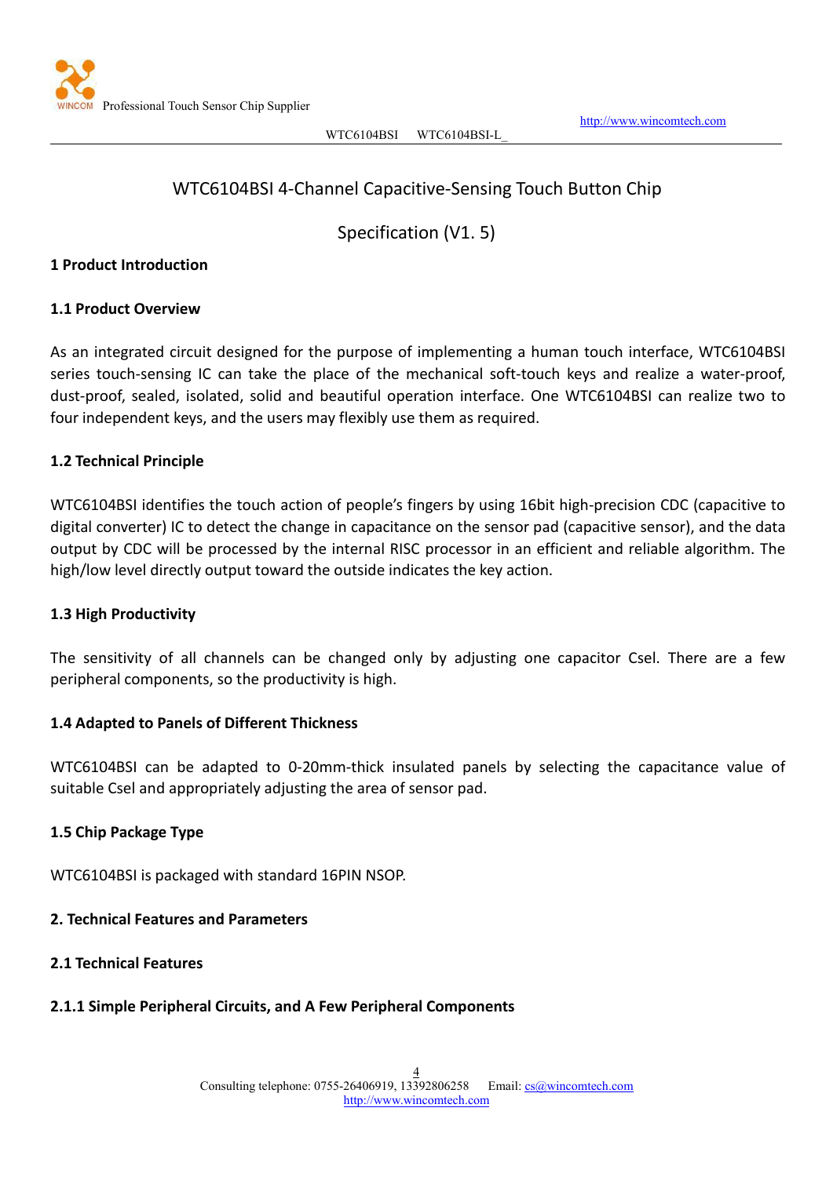# WTC6104BSI 4-Channel Capacitive-Sensing Touch Button Chip

Specification (V1. 5)

## 1 Product Introduction

### 1.1 Product Overview

As an integrated circuit designed for the purpose of implementing a human touch interface, WTC6104BSI series touch-sensing IC can take the place of the mechanical soft-touch keys and realize a water-proof, dust-proof, sealed, isolated, solid and beautiful operation interface. One WTC6104BSI can realize two to four independent keys, and the users may flexibly use them as required.

### 1.2 Technical Principle

WTC6104BSI identifies the touch action of people's fingers by using 16bit high-precision CDC (capacitive to digital converter) IC to detect the change in capacitance on the sensor pad (capacitive sensor), and the data output by CDC will be processed by the internal RISC processor in an efficient and reliable algorithm. The high/low level directly output toward the outside indicates the key action.

### 1.3 High Productivity

The sensitivity of all channels can be changed only by adjusting one capacitor Csel. There are a few peripheral components, so the productivity is high.

### 1.4 Adapted to Panels of Different Thickness

WTC6104BSI can be adapted to 0-20mm-thick insulated panels by selecting the capacitance value of suitable Csel and appropriately adjusting the area of sensor pad.

### 1.5 Chip Package Type

WTC6104BSI is packaged with standard 16PIN NSOP.

## 2. Technical Features and Parameters

### 2.1 Technical Features

#### 2.1.1 Simple Peripheral Circuits, and A Few Peripheral Components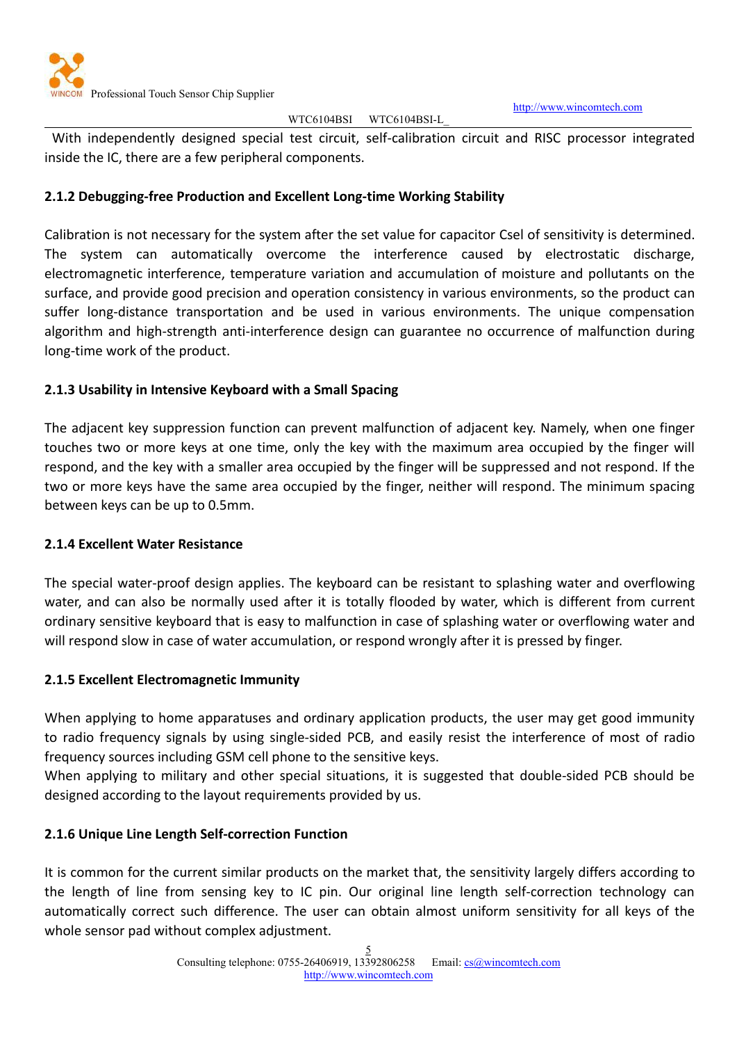With independently designed special test circuit, self-calibration circuit and RISC processor integrated inside the IC, there are a few peripheral components.

### 2.1.2 Debugging-free Production and Excellent Long-time Working Stability

Calibration is not necessary for the system after the set value for capacitor Csel of sensitivity is determined. The system can automatically overcome the interference caused by electrostatic discharge, electromagnetic interference, temperature variation and accumulation of moisture and pollutants on the surface, and provide good precision and operation consistency in various environments, so the product can suffer long-distance transportation and be used in various environments. The unique compensation algorithm and high-strength anti-interference design can guarantee no occurrence of malfunction during long-time work of the product.

### 2.1.3 Usability in Intensive Keyboard with a Small Spacing

The adjacent key suppression function can prevent malfunction of adjacent key. Namely, when one finger touches two or more keys at one time, only the key with the maximum area occupied by the finger will respond, and the key with a smaller area occupied by the finger will be suppressed and not respond. If the two or more keys have the same area occupied by the finger, neither will respond. The minimum spacing between keys can be up to 0.5mm.

### 2.1.4 Excellent Water Resistance

The special water-proof design applies. The keyboard can be resistant to splashing water and overflowing water, and can also be normally used after it is totally flooded by water, which is different from current ordinary sensitive keyboard that is easy to malfunction in case of splashing water or overflowing water and will respond slow in case of water accumulation, or respond wrongly after it is pressed by finger.

### 2.1.5 Excellent Electromagnetic Immunity

When applying to home apparatuses and ordinary application products, the user may get good immunity to radio frequency signals by using single-sided PCB, and easily resist the interference of most of radio frequency sources including GSM cell phone to the sensitive keys.

When applying to military and other special situations, it is suggested that double-sided PCB should be designed according to the layout requirements provided by us.

### 2.1.6 Unique Line Length Self-correction Function

It is common for the current similar products on the market that, the sensitivity largely differs according to the length of line from sensing key to IC pin. Our original line length self-correction technology can automatically correct such difference. The user can obtain almost uniform sensitivity for all keys of the whole sensor pad without complex adjustment.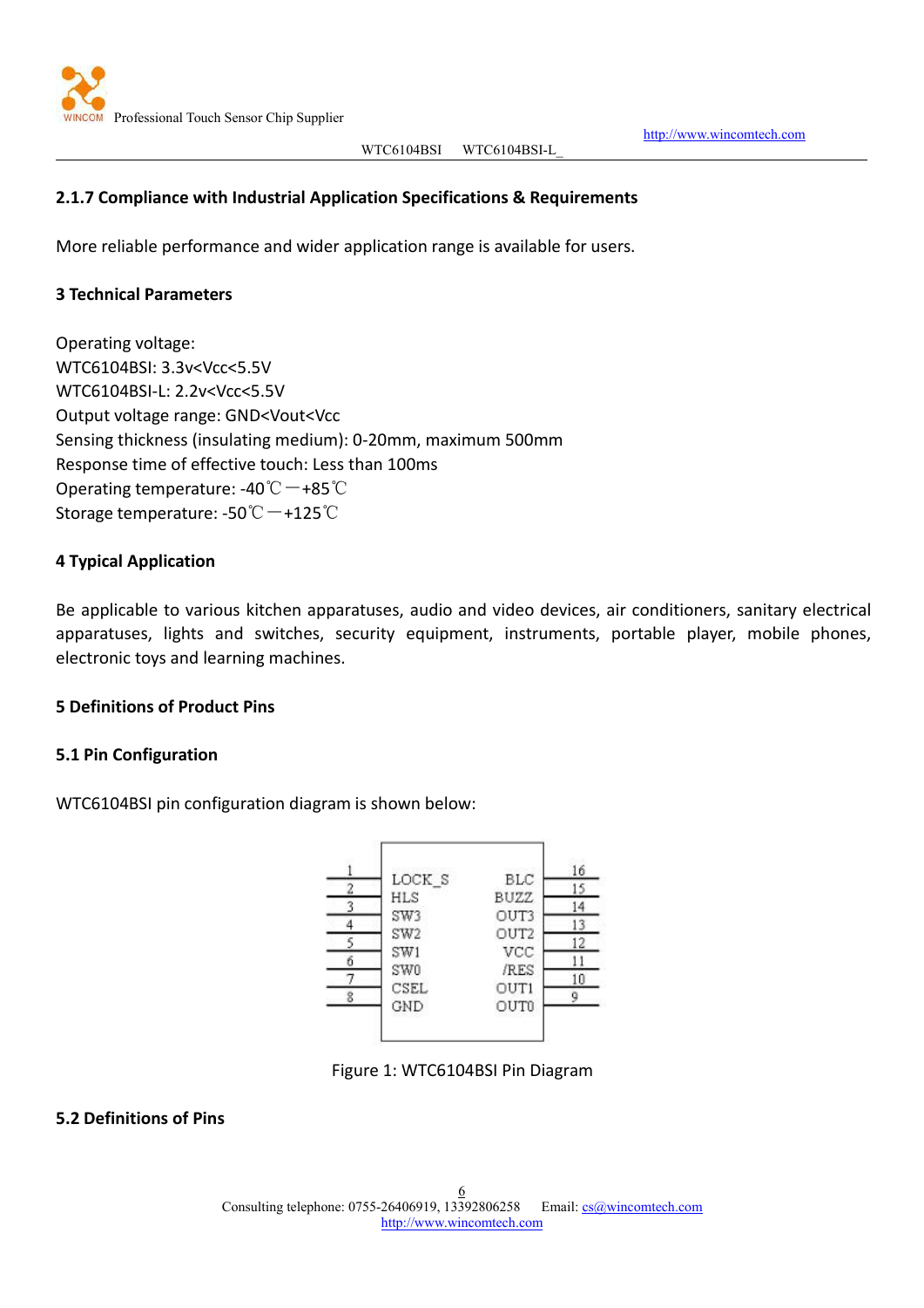#### 2.1.7 Compliance with Industrial Application Specifications & Requirements

More reliable performance and wider application range is available for users.

## 3 Technical Parameters

Operating voltage:
WTC6104BSI: 3.3v<Vcc<5.5V
WTC6104BSI-L: 2.2v<Vcc<5.5V
Output voltage range: GND<Vout<Vcc
Sensing thickness (insulating medium): 0-20mm, maximum 500mm
Response time of effective touch: Less than 100ms
Operating temperature: -40℃—+85℃
Storage temperature: -50℃—+125℃

## 4 Typical Application

Be applicable to various kitchen apparatuses, audio and video devices, air conditioners, sanitary electrical apparatuses, lights and switches, security equipment, instruments, portable player, mobile phones, electronic toys and learning machines.

## 5 Definitions of Product Pins

### 5.1 Pin Configuration

WTC6104BSI pin configuration diagram is shown below:

| Pin | Name | Name | Pin |
|---|---|---|---|
| 1 | LOCK_S | BLC | 16 |
| 2 | HLS | BUZZ | 15 |
| 3 | SW3 | OUT3 | 14 |
| 4 | SW2 | OUT2 | 13 |
| 5 | SW1 | VCC | 12 |
| 6 | SW0 | /RES | 11 |
| 7 | CSEL | OUT1 | 10 |
| 8 | GND | OUT0 | 9 |

Figure 1: WTC6104BSI Pin Diagram

### 5.2 Definitions of Pins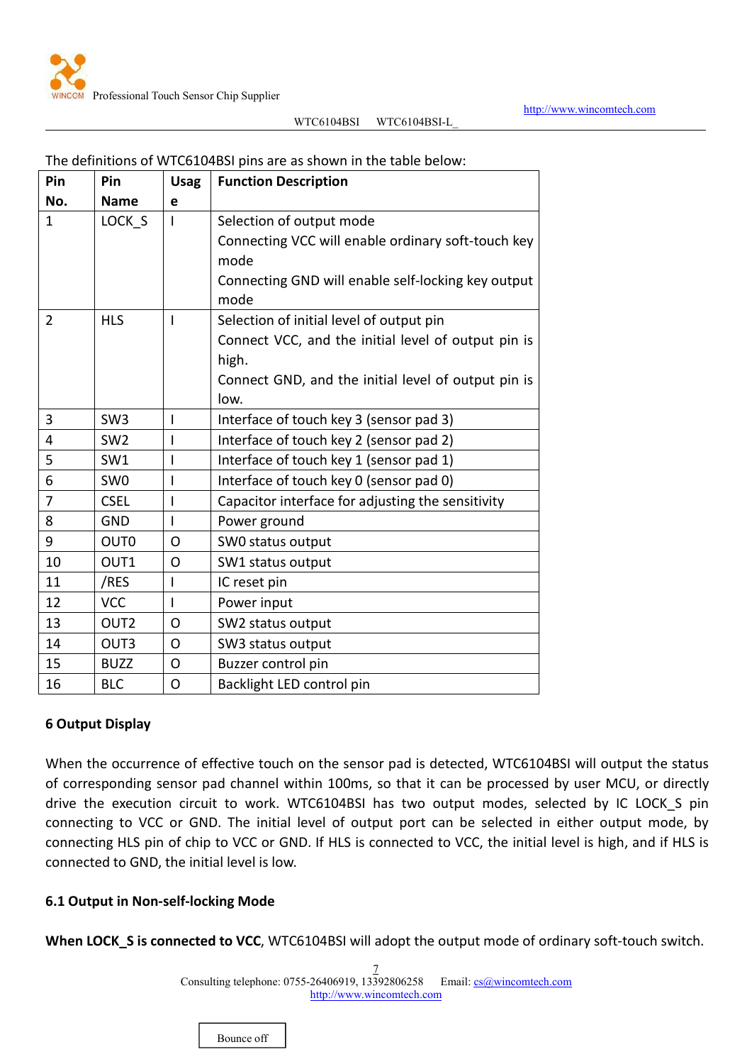The definitions of WTC6104BSI pins are as shown in the table below:

| Pin No. | Pin Name | Usage | Function Description |
|---|---|---|---|
| 1 | LOCK_S | I | Selection of output mode<br>Connecting VCC will enable ordinary soft-touch key mode<br>Connecting GND will enable self-locking key output mode |
| 2 | HLS | I | Selection of initial level of output pin<br>Connect VCC, and the initial level of output pin is high.<br>Connect GND, and the initial level of output pin is low. |
| 3 | SW3 | I | Interface of touch key 3 (sensor pad 3) |
| 4 | SW2 | I | Interface of touch key 2 (sensor pad 2) |
| 5 | SW1 | I | Interface of touch key 1 (sensor pad 1) |
| 6 | SW0 | I | Interface of touch key 0 (sensor pad 0) |
| 7 | CSEL | I | Capacitor interface for adjusting the sensitivity |
| 8 | GND | I | Power ground |
| 9 | OUT0 | O | SW0 status output |
| 10 | OUT1 | O | SW1 status output |
| 11 | /RES | I | IC reset pin |
| 12 | VCC | I | Power input |
| 13 | OUT2 | O | SW2 status output |
| 14 | OUT3 | O | SW3 status output |
| 15 | BUZZ | O | Buzzer control pin |
| 16 | BLC | O | Backlight LED control pin |

## 6 Output Display

When the occurrence of effective touch on the sensor pad is detected, WTC6104BSI will output the status of corresponding sensor pad channel within 100ms, so that it can be processed by user MCU, or directly drive the execution circuit to work. WTC6104BSI has two output modes, selected by IC LOCK_S pin connecting to VCC or GND. The initial level of output port can be selected in either output mode, by connecting HLS pin of chip to VCC or GND. If HLS is connected to VCC, the initial level is high, and if HLS is connected to GND, the initial level is low.

### 6.1 Output in Non-self-locking Mode

**When LOCK_S is connected to VCC**, WTC6104BSI will adopt the output mode of ordinary soft-touch switch.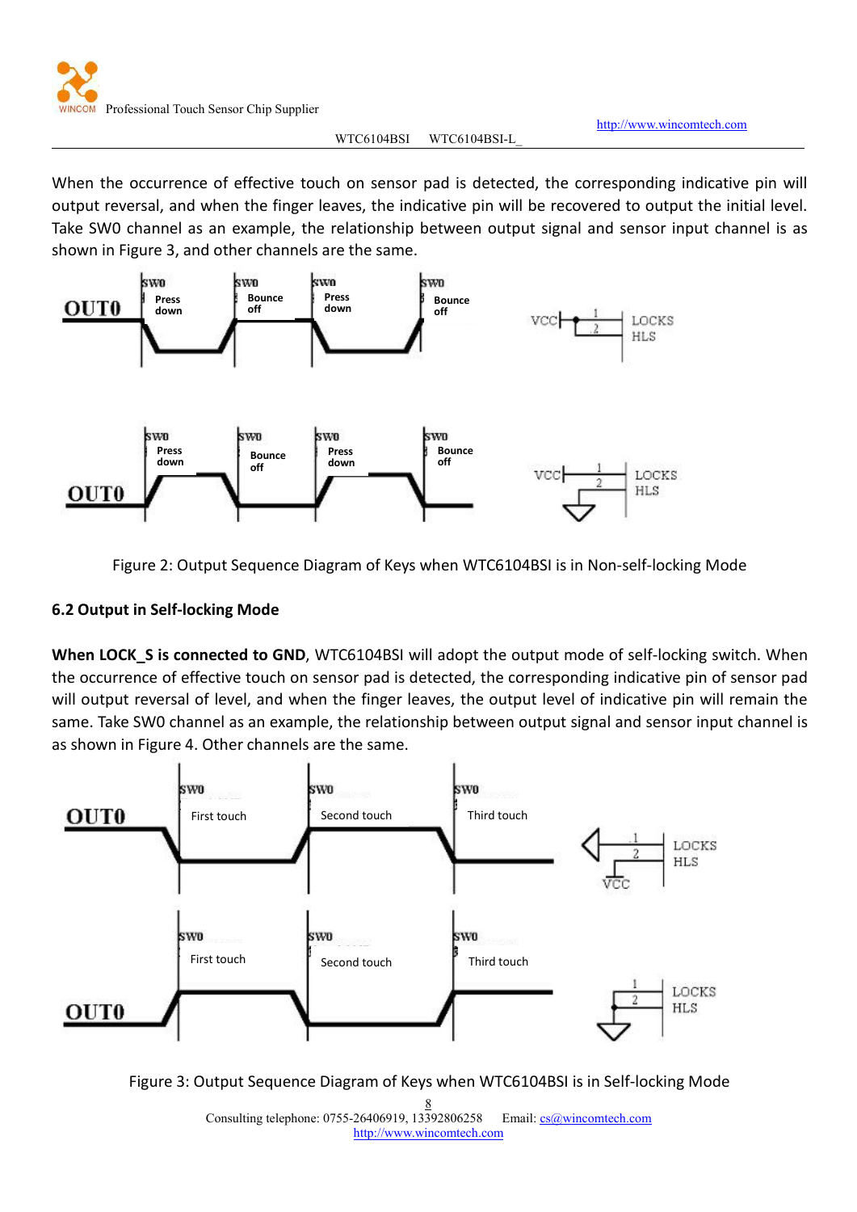When the occurrence of effective touch on sensor pad is detected, the corresponding indicative pin will output reversal, and when the finger leaves, the indicative pin will be recovered to output the initial level. Take SW0 channel as an example, the relationship between output signal and sensor input channel is as shown in Figure 3, and other channels are the same.

Figure 2: Output Sequence Diagram of Keys when WTC6104BSI is in Non-self-locking Mode

### 6.2 Output in Self-locking Mode

**When LOCK_S is connected to GND**, WTC6104BSI will adopt the output mode of self-locking switch. When the occurrence of effective touch on sensor pad is detected, the corresponding indicative pin of sensor pad will output reversal of level, and when the finger leaves, the output level of indicative pin will remain the same. Take SW0 channel as an example, the relationship between output signal and sensor input channel is as shown in Figure 4. Other channels are the same.

Figure 3: Output Sequence Diagram of Keys when WTC6104BSI is in Self-locking Mode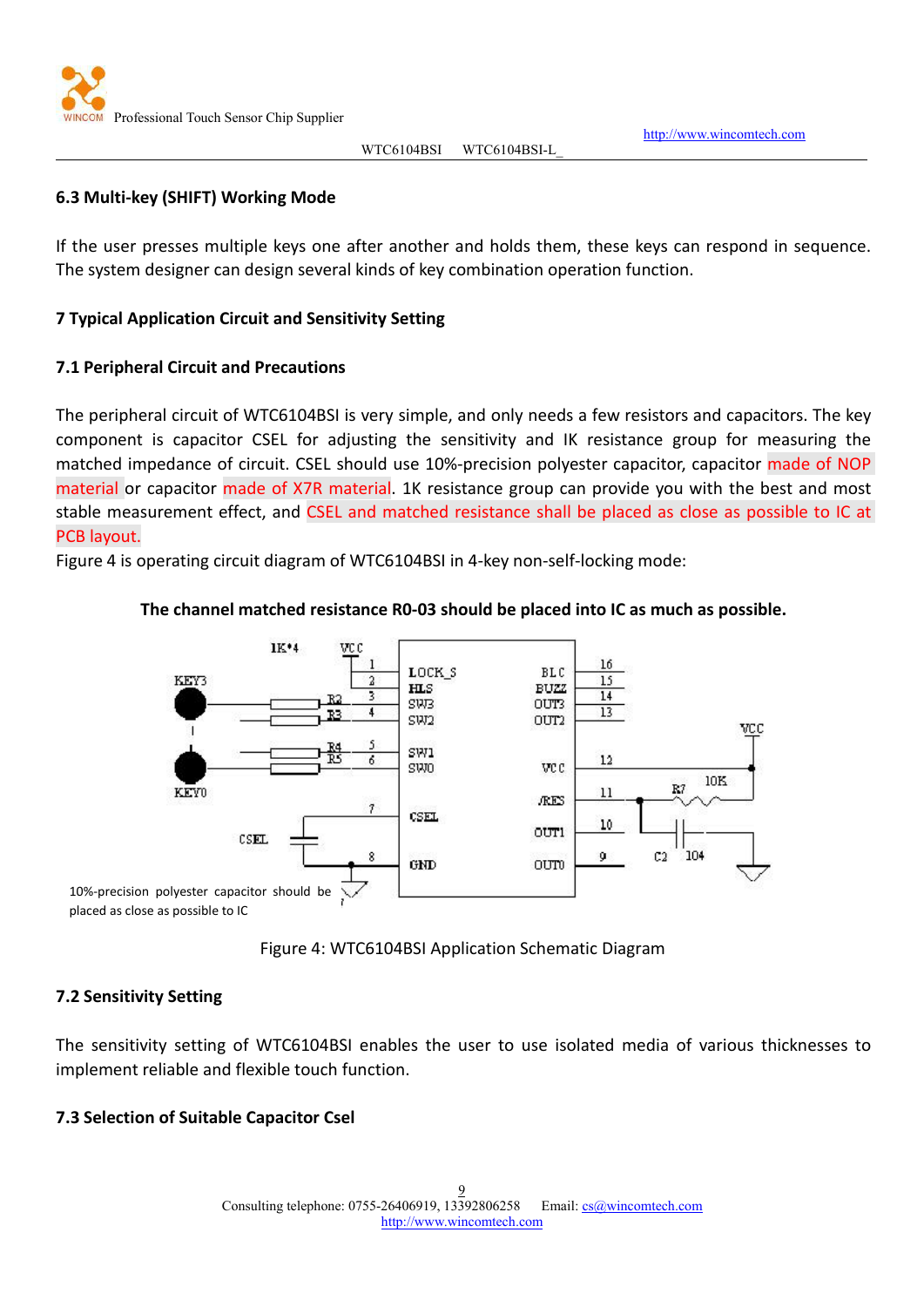### 6.3 Multi-key (SHIFT) Working Mode

If the user presses multiple keys one after another and holds them, these keys can respond in sequence. The system designer can design several kinds of key combination operation function.

## 7 Typical Application Circuit and Sensitivity Setting

### 7.1 Peripheral Circuit and Precautions

The peripheral circuit of WTC6104BSI is very simple, and only needs a few resistors and capacitors. The key component is capacitor CSEL for adjusting the sensitivity and IK resistance group for measuring the matched impedance of circuit. CSEL should use 10%-precision polyester capacitor, capacitor made of NOP material or capacitor made of X7R material. 1K resistance group can provide you with the best and most stable measurement effect, and CSEL and matched resistance shall be placed as close as possible to IC at PCB layout.

Figure 4 is operating circuit diagram of WTC6104BSI in 4-key non-self-locking mode:

**The channel matched resistance R0-03 should be placed into IC as much as possible.**

10%-precision polyester capacitor should be placed as close as possible to IC

Figure 4: WTC6104BSI Application Schematic Diagram

### 7.2 Sensitivity Setting

The sensitivity setting of WTC6104BSI enables the user to use isolated media of various thicknesses to implement reliable and flexible touch function.

### 7.3 Selection of Suitable Capacitor Csel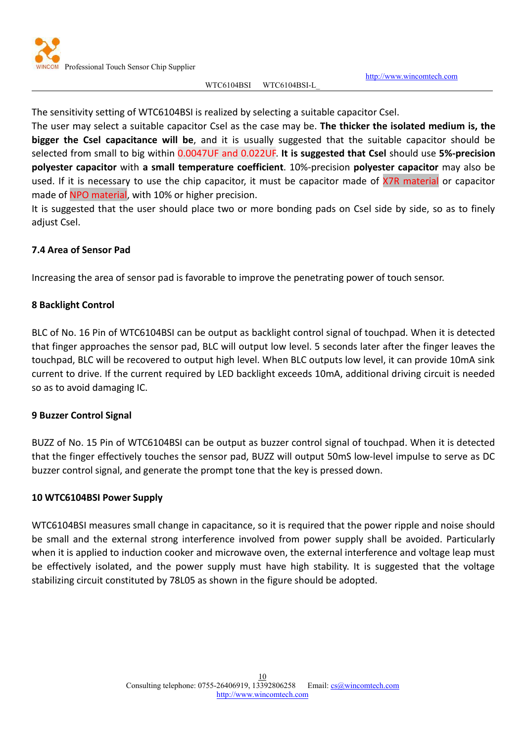The sensitivity setting of WTC6104BSI is realized by selecting a suitable capacitor Csel.

The user may select a suitable capacitor Csel as the case may be. **The thicker the isolated medium is, the bigger the Csel capacitance will be**, and it is usually suggested that the suitable capacitor should be selected from small to big within 0.0047UF and 0.022UF. **It is suggested that Csel** should use **5%-precision polyester capacitor** with **a small temperature coefficient**. 10%-precision **polyester capacitor** may also be used. If it is necessary to use the chip capacitor, it must be capacitor made of X7R material or capacitor made of NPO material, with 10% or higher precision.

It is suggested that the user should place two or more bonding pads on Csel side by side, so as to finely adjust Csel.

### 7.4 Area of Sensor Pad

Increasing the area of sensor pad is favorable to improve the penetrating power of touch sensor.

## 8 Backlight Control

BLC of No. 16 Pin of WTC6104BSI can be output as backlight control signal of touchpad. When it is detected that finger approaches the sensor pad, BLC will output low level. 5 seconds later after the finger leaves the touchpad, BLC will be recovered to output high level. When BLC outputs low level, it can provide 10mA sink current to drive. If the current required by LED backlight exceeds 10mA, additional driving circuit is needed so as to avoid damaging IC.

## 9 Buzzer Control Signal

BUZZ of No. 15 Pin of WTC6104BSI can be output as buzzer control signal of touchpad. When it is detected that the finger effectively touches the sensor pad, BUZZ will output 50mS low-level impulse to serve as DC buzzer control signal, and generate the prompt tone that the key is pressed down.

## 10 WTC6104BSI Power Supply

WTC6104BSI measures small change in capacitance, so it is required that the power ripple and noise should be small and the external strong interference involved from power supply shall be avoided. Particularly when it is applied to induction cooker and microwave oven, the external interference and voltage leap must be effectively isolated, and the power supply must have high stability. It is suggested that the voltage stabilizing circuit constituted by 78L05 as shown in the figure should be adopted.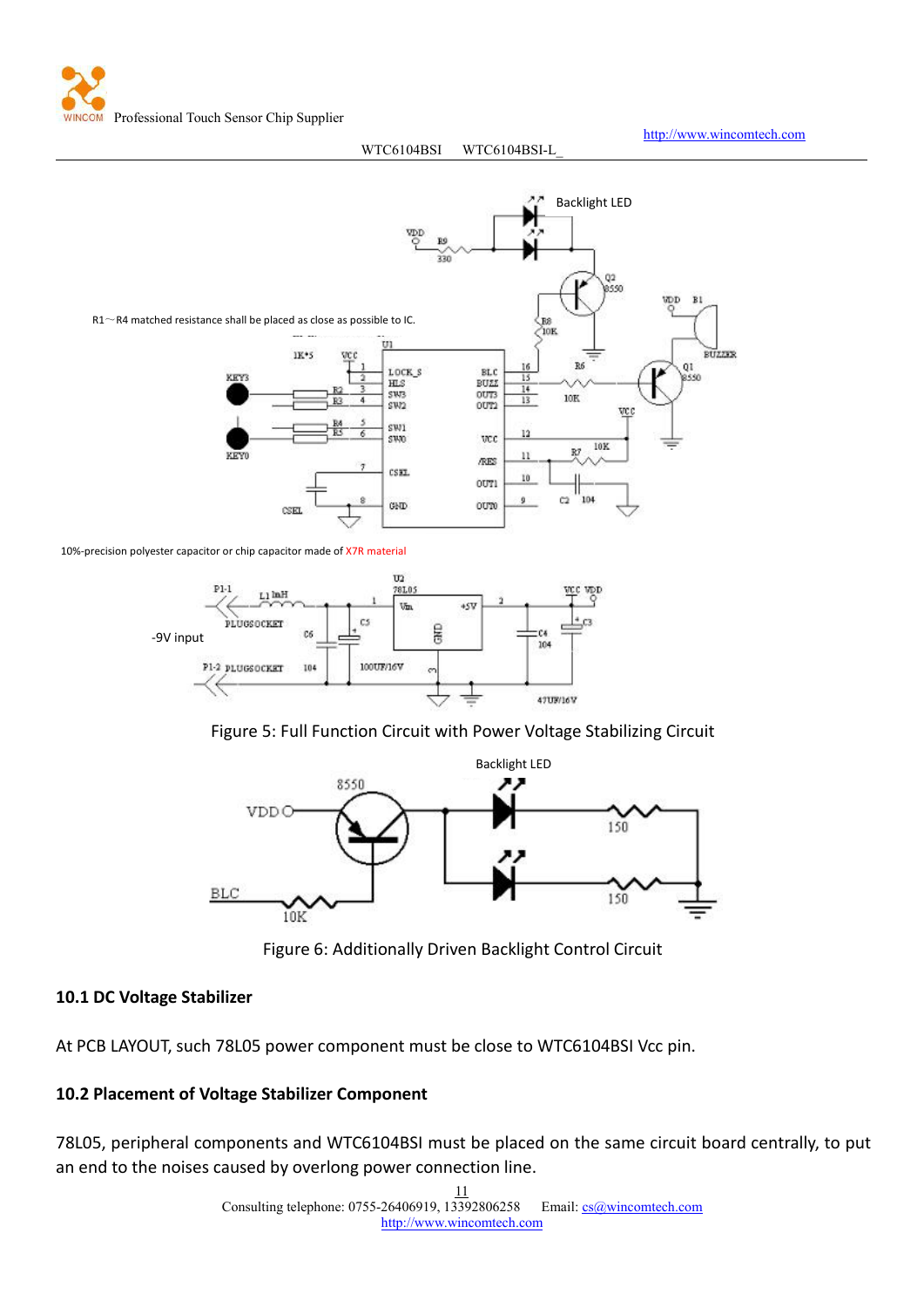R1～R4 matched resistance shall be placed as close as possible to IC.

10%-precision polyester capacitor or chip capacitor made of X7R material

-9V input

Figure 5: Full Function Circuit with Power Voltage Stabilizing Circuit

Backlight LED

Figure 6: Additionally Driven Backlight Control Circuit

### 10.1 DC Voltage Stabilizer

At PCB LAYOUT, such 78L05 power component must be close to WTC6104BSI Vcc pin.

### 10.2 Placement of Voltage Stabilizer Component

78L05, peripheral components and WTC6104BSI must be placed on the same circuit board centrally, to put an end to the noises caused by overlong power connection line.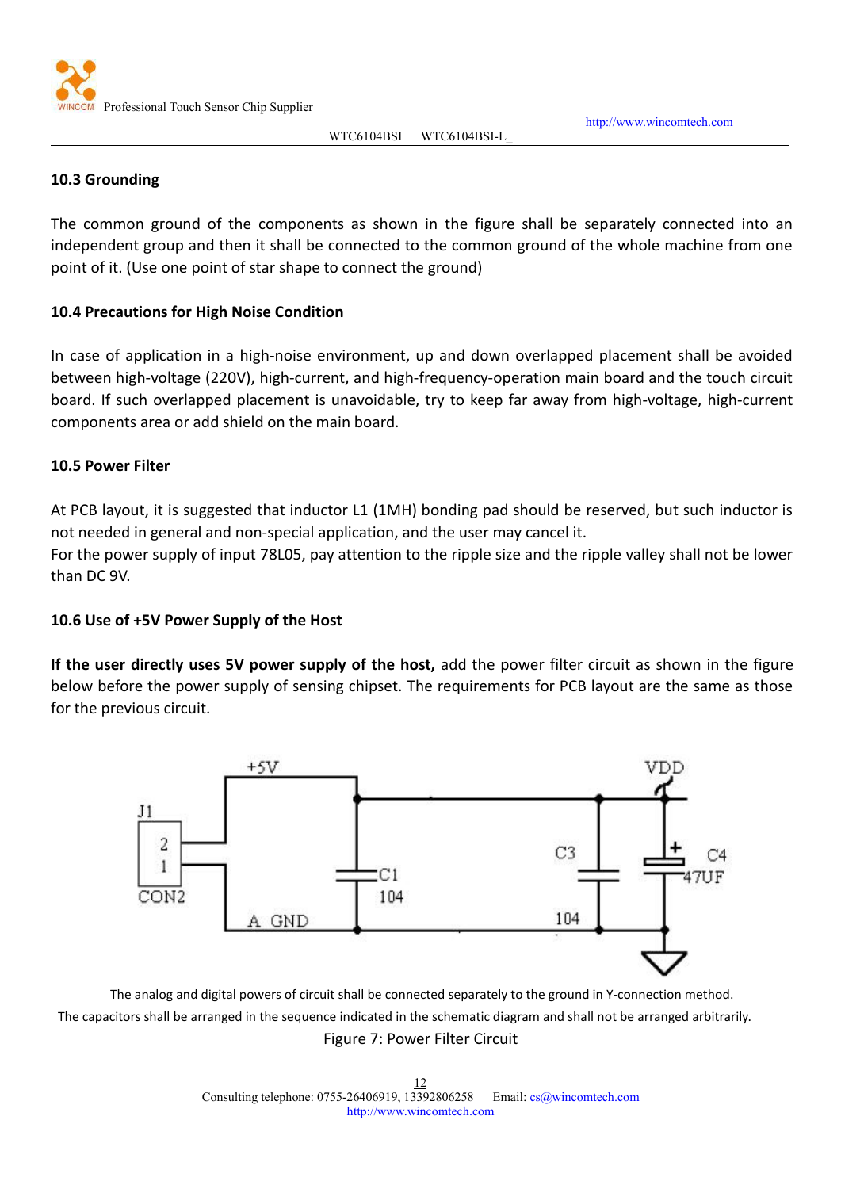### 10.3 Grounding

The common ground of the components as shown in the figure shall be separately connected into an independent group and then it shall be connected to the common ground of the whole machine from one point of it. (Use one point of star shape to connect the ground)

### 10.4 Precautions for High Noise Condition

In case of application in a high-noise environment, up and down overlapped placement shall be avoided between high-voltage (220V), high-current, and high-frequency-operation main board and the touch circuit board. If such overlapped placement is unavoidable, try to keep far away from high-voltage, high-current components area or add shield on the main board.

### 10.5 Power Filter

At PCB layout, it is suggested that inductor L1 (1MH) bonding pad should be reserved, but such inductor is not needed in general and non-special application, and the user may cancel it.
For the power supply of input 78L05, pay attention to the ripple size and the ripple valley shall not be lower than DC 9V.

### 10.6 Use of +5V Power Supply of the Host

**If the user directly uses 5V power supply of the host,** add the power filter circuit as shown in the figure below before the power supply of sensing chipset. The requirements for PCB layout are the same as those for the previous circuit.

The analog and digital powers of circuit shall be connected separately to the ground in Y-connection method.
The capacitors shall be arranged in the sequence indicated in the schematic diagram and shall not be arranged arbitrarily.

Figure 7: Power Filter Circuit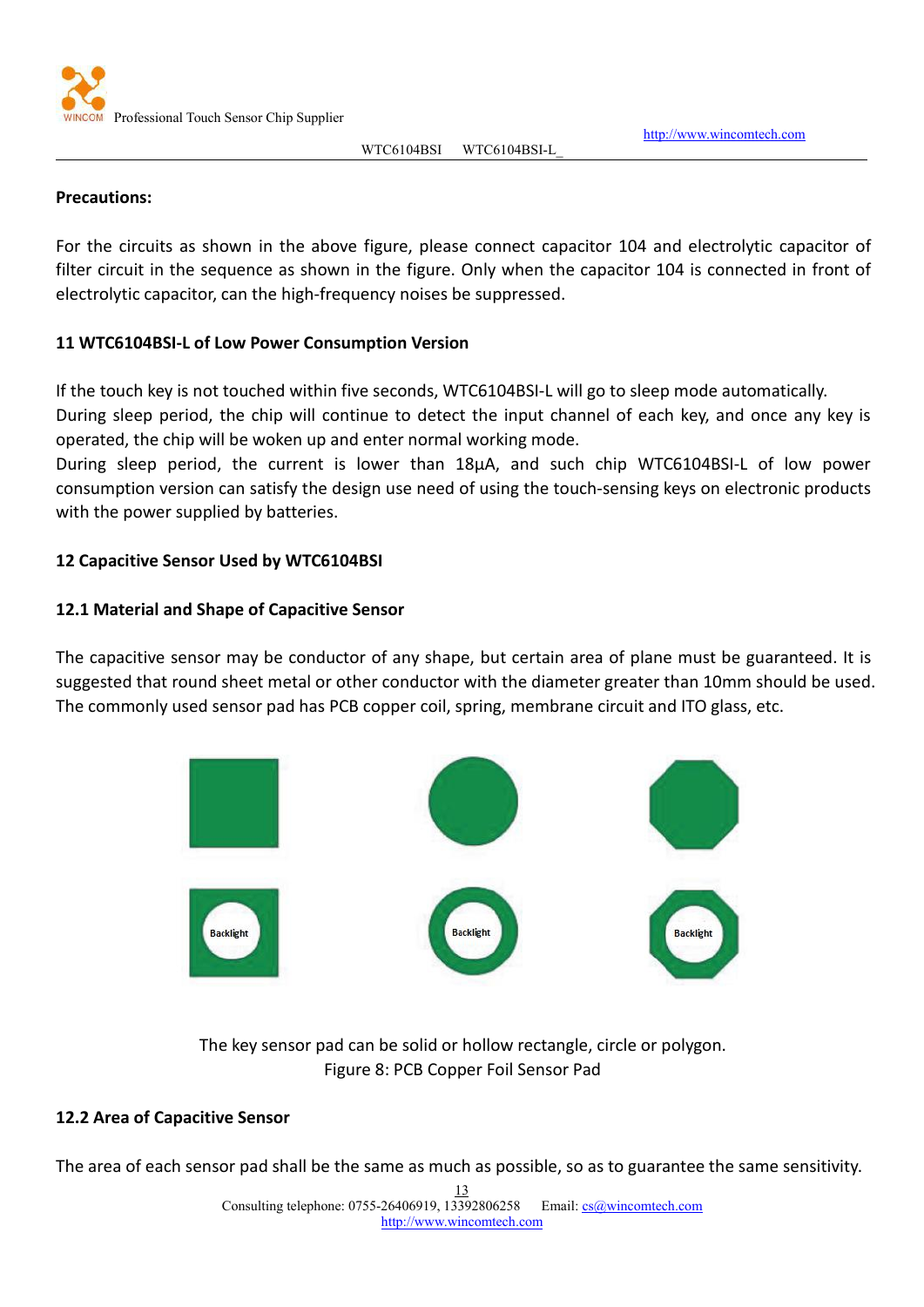**Precautions:**

For the circuits as shown in the above figure, please connect capacitor 104 and electrolytic capacitor of filter circuit in the sequence as shown in the figure. Only when the capacitor 104 is connected in front of electrolytic capacitor, can the high-frequency noises be suppressed.

## 11 WTC6104BSI-L of Low Power Consumption Version

If the touch key is not touched within five seconds, WTC6104BSI-L will go to sleep mode automatically. During sleep period, the chip will continue to detect the input channel of each key, and once any key is operated, the chip will be woken up and enter normal working mode.
During sleep period, the current is lower than 18μA, and such chip WTC6104BSI-L of low power consumption version can satisfy the design use need of using the touch-sensing keys on electronic products with the power supplied by batteries.

## 12 Capacitive Sensor Used by WTC6104BSI

### 12.1 Material and Shape of Capacitive Sensor

The capacitive sensor may be conductor of any shape, but certain area of plane must be guaranteed. It is suggested that round sheet metal or other conductor with the diameter greater than 10mm should be used. The commonly used sensor pad has PCB copper coil, spring, membrane circuit and ITO glass, etc.

The key sensor pad can be solid or hollow rectangle, circle or polygon.

Figure 8: PCB Copper Foil Sensor Pad

### 12.2 Area of Capacitive Sensor

The area of each sensor pad shall be the same as much as possible, so as to guarantee the same sensitivity.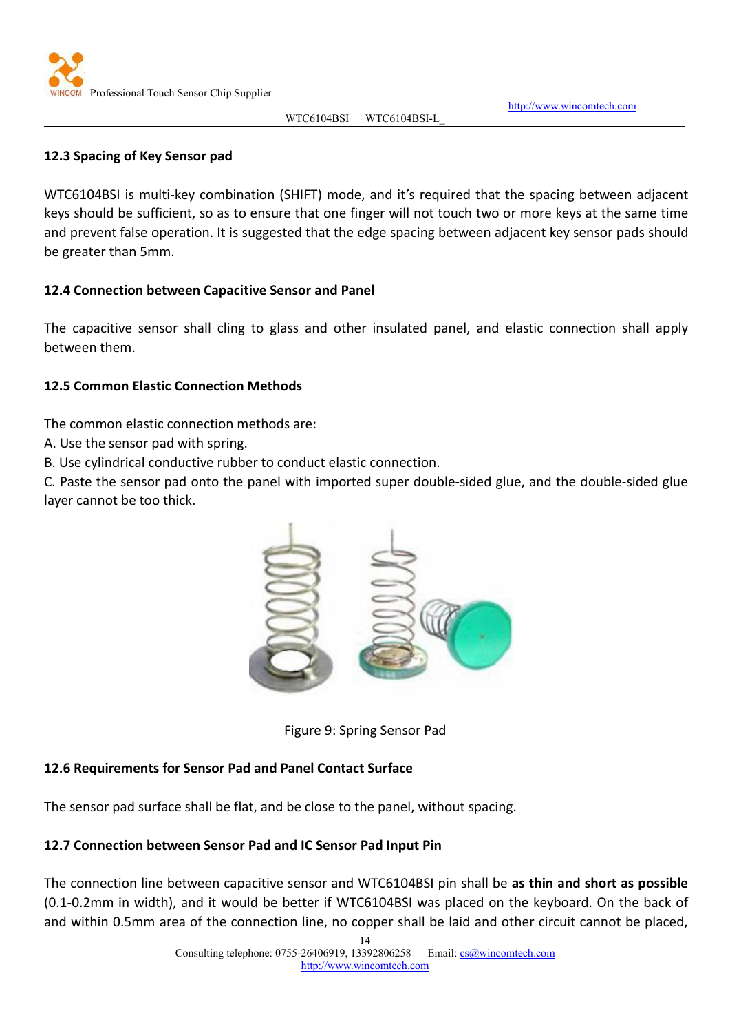### 12.3 Spacing of Key Sensor pad

WTC6104BSI is multi-key combination (SHIFT) mode, and it's required that the spacing between adjacent keys should be sufficient, so as to ensure that one finger will not touch two or more keys at the same time and prevent false operation. It is suggested that the edge spacing between adjacent key sensor pads should be greater than 5mm.

### 12.4 Connection between Capacitive Sensor and Panel

The capacitive sensor shall cling to glass and other insulated panel, and elastic connection shall apply between them.

### 12.5 Common Elastic Connection Methods

The common elastic connection methods are:

A. Use the sensor pad with spring.

B. Use cylindrical conductive rubber to conduct elastic connection.

C. Paste the sensor pad onto the panel with imported super double-sided glue, and the double-sided glue layer cannot be too thick.

Figure 9: Spring Sensor Pad

### 12.6 Requirements for Sensor Pad and Panel Contact Surface

The sensor pad surface shall be flat, and be close to the panel, without spacing.

### 12.7 Connection between Sensor Pad and IC Sensor Pad Input Pin

The connection line between capacitive sensor and WTC6104BSI pin shall be **as thin and short as possible** (0.1-0.2mm in width), and it would be better if WTC6104BSI was placed on the keyboard. On the back of and within 0.5mm area of the connection line, no copper shall be laid and other circuit cannot be placed,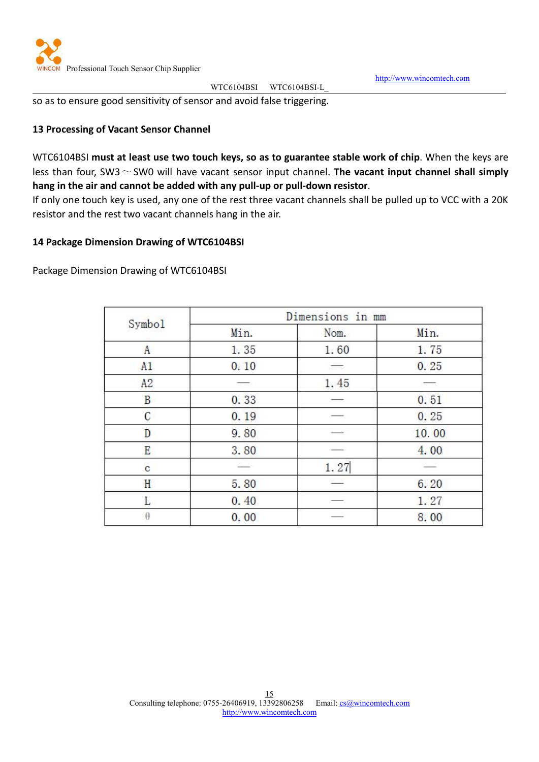so as to ensure good sensitivity of sensor and avoid false triggering.

## 13 Processing of Vacant Sensor Channel

WTC6104BSI **must at least use two touch keys, so as to guarantee stable work of chip**. When the keys are less than four, SW3～SW0 will have vacant sensor input channel. **The vacant input channel shall simply hang in the air and cannot be added with any pull-up or pull-down resistor**.

If only one touch key is used, any one of the rest three vacant channels shall be pulled up to VCC with a 20K resistor and the rest two vacant channels hang in the air.

## 14 Package Dimension Drawing of WTC6104BSI

Package Dimension Drawing of WTC6104BSI

| Symbol | Dimensions in mm | | |
|---|---|---|---|
| | Min. | Nom. | Min. |
| A | 1.35 | 1.60 | 1.75 |
| A1 | 0.10 | — | 0.25 |
| A2 | — | 1.45 | — |
| B | 0.33 | — | 0.51 |
| C | 0.19 | — | 0.25 |
| D | 9.80 | — | 10.00 |
| E | 3.80 | — | 4.00 |
| c | — | 1.27 | — |
| H | 5.80 | — | 6.20 |
| L | 0.40 | — | 1.27 |
| θ | 0.00 | — | 8.00 |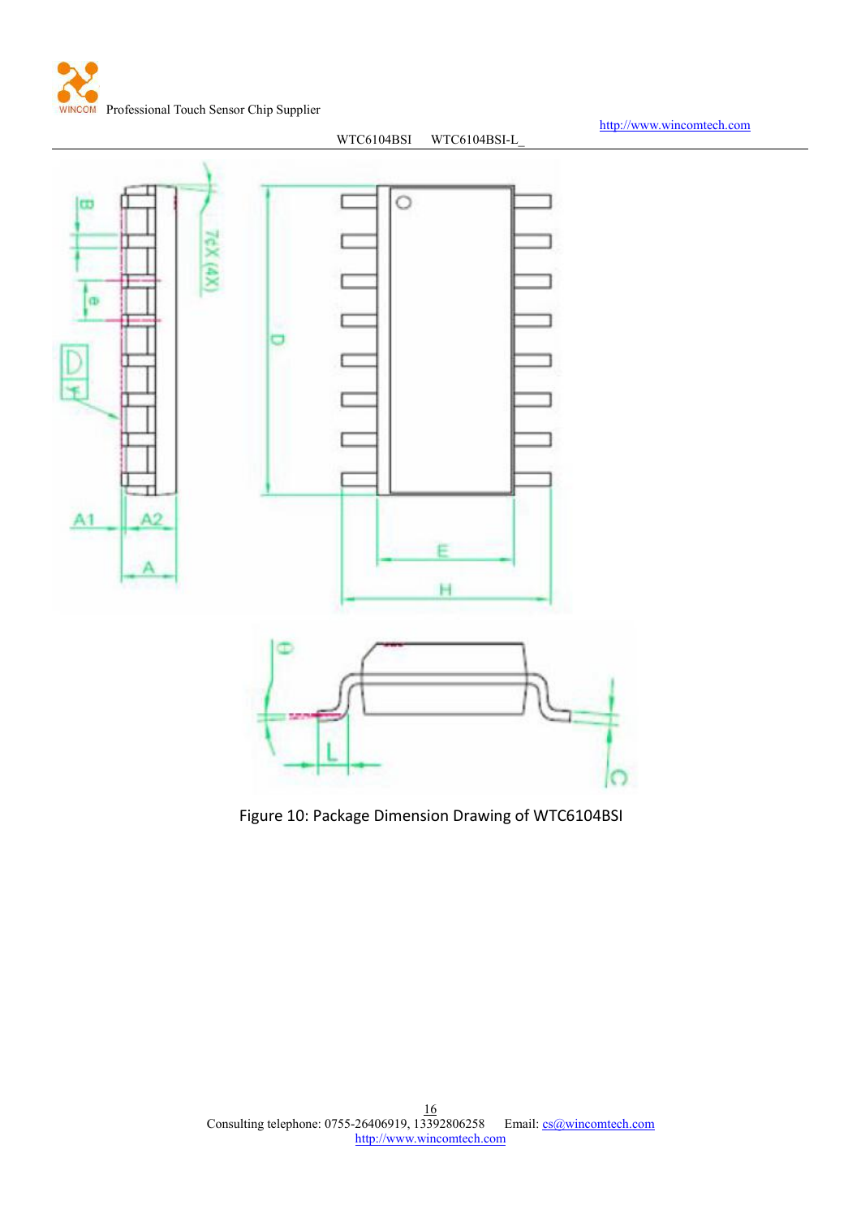A1

A2

A

B

e

7°(X (4X)

D

E

H

θ

L

C

Figure 10: Package Dimension Drawing of WTC6104BSI